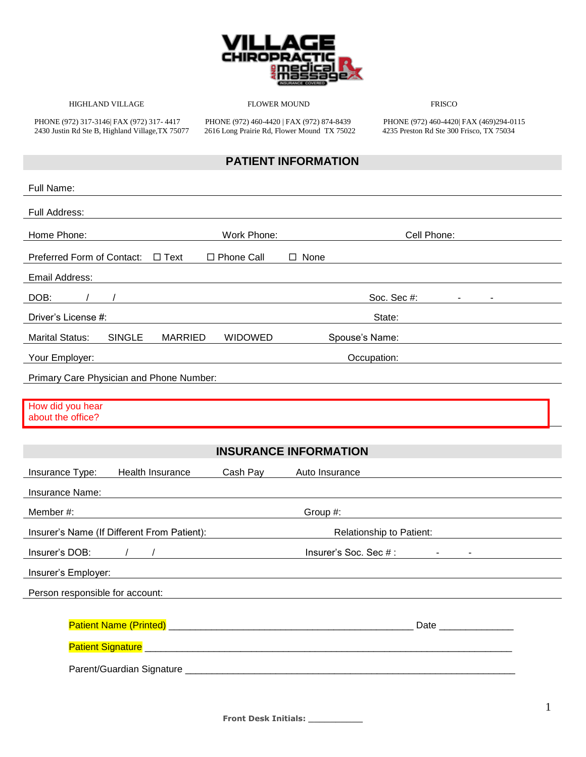VILLAGE CHIROPRACTIC AND medical massage INSURANCE COVERED

| HIGHLAND VILLAGE | FLOWER MOUND | FRISCO |
|---|---|---|
| PHONE (972) 317-3146\| FAX (972) 317- 4417<br>2430 Justin Rd Ste B, Highland Village,TX 75077 | PHONE (972) 460-4420 \| FAX (972) 874-8439<br>2616 Long Prairie Rd, Flower Mound TX 75022 | PHONE (972) 460-4420\| FAX (469)294-0115<br>4235 Preston Rd Ste 300 Frisco, TX 75034 |

## PATIENT INFORMATION

Full Name:

Full Address:

Home Phone: Work Phone: Cell Phone:

Preferred Form of Contact: ☐ Text ☐ Phone Call ☐ None

Email Address:

DOB: / / Soc. Sec #: - -

Driver's License #: State:

Marital Status: SINGLE MARRIED WIDOWED Spouse's Name:

Your Employer: Occupation:

Primary Care Physician and Phone Number:

How did you hear about the office?

## INSURANCE INFORMATION

Insurance Type: Health Insurance Cash Pay Auto Insurance

Insurance Name:

Member #: Group #:

Insurer's Name (If Different From Patient): Relationship to Patient:

Insurer's DOB: / / Insurer's Soc. Sec # : - -

Insurer's Employer:

Person responsible for account:

Patient Name (Printed) ______________________________________________ Date _____________

Patient Signature ____________________________________________________________________

Parent/Guardian Signature ______________________________________________________________

**Front Desk Initials:** __________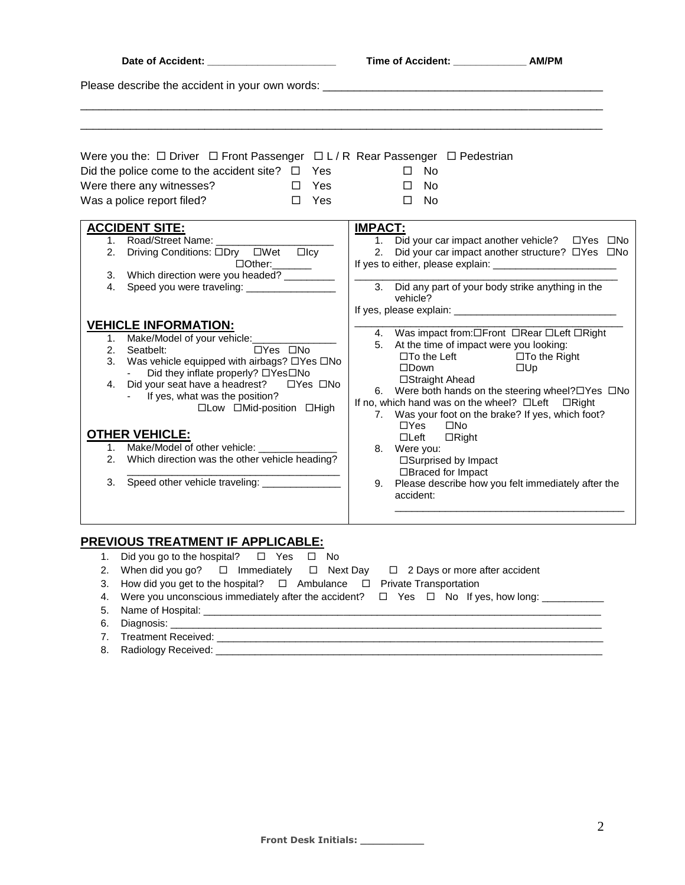**Date of Accident: ______________________** **Time of Accident: ____________ AM/PM**

Please describe the accident in your own words: _____________________________________________

_____________________________________________________________________________________

_____________________________________________________________________________________

Were you the: ☐ Driver ☐ Front Passenger ☐ L / R Rear Passenger ☐ Pedestrian

Did the police come to the accident site? ☐ Yes ☐ No

Were there any witnesses? ☐ Yes ☐ No

Was a police report filed? ☐ Yes ☐ No

## ACCIDENT SITE:

1. Road/Street Name: ____________________
2. Driving Conditions: ☐Dry ☐Wet ☐Icy ☐Other:_______
3. Which direction were you headed? _________
4. Speed you were traveling: ________________

## VEHICLE INFORMATION:

1. Make/Model of your vehicle:_______________
2. Seatbelt: ☐Yes ☐No
3. Was vehicle equipped with airbags? ☐Yes ☐No
   - Did they inflate properly? ☐Yes☐No
4. Did your seat have a headrest? ☐Yes ☐No
   - If yes, what was the position? ☐Low ☐Mid-position ☐High

## OTHER VEHICLE:

1. Make/Model of other vehicle: ______________
2. Which direction was the other vehicle heading? _____________________________________
3. Speed other vehicle traveling: ______________

## IMPACT:

1. Did your car impact another vehicle? ☐Yes ☐No
2. Did your car impact another structure? ☐Yes ☐No

If yes to either, please explain: ______________________

_______________________________________________

3. Did any part of your body strike anything in the vehicle?

If yes, please explain: _____________________________

_______________________________________________

4. Was impact from:☐Front ☐Rear ☐Left ☐Right
5. At the time of impact were you looking:
   ☐To the Left ☐To the Right
   ☐Down ☐Up
   ☐Straight Ahead
6. Were both hands on the steering wheel?☐Yes ☐No

If no, which hand was on the wheel? ☐Left ☐Right

7. Was your foot on the brake? If yes, which foot?
   ☐Yes ☐No
   ☐Left ☐Right
8. Were you:
   ☐Surprised by Impact
   ☐Braced for Impact
9. Please describe how you felt immediately after the accident:
   _________________________________________

## PREVIOUS TREATMENT IF APPLICABLE:

1. Did you go to the hospital? ☐ Yes ☐ No
2. When did you go? ☐ Immediately ☐ Next Day ☐ 2 Days or more after accident
3. How did you get to the hospital? ☐ Ambulance ☐ Private Transportation
4. Were you unconscious immediately after the accident? ☐ Yes ☐ No If yes, how long: ___________
5. Name of Hospital: _____________________________________________________________________
6. Diagnosis: ___________________________________________________________________________
7. Treatment Received: ___________________________________________________________________
8. Radiology Received: ___________________________________________________________________

**Front Desk Initials: __________**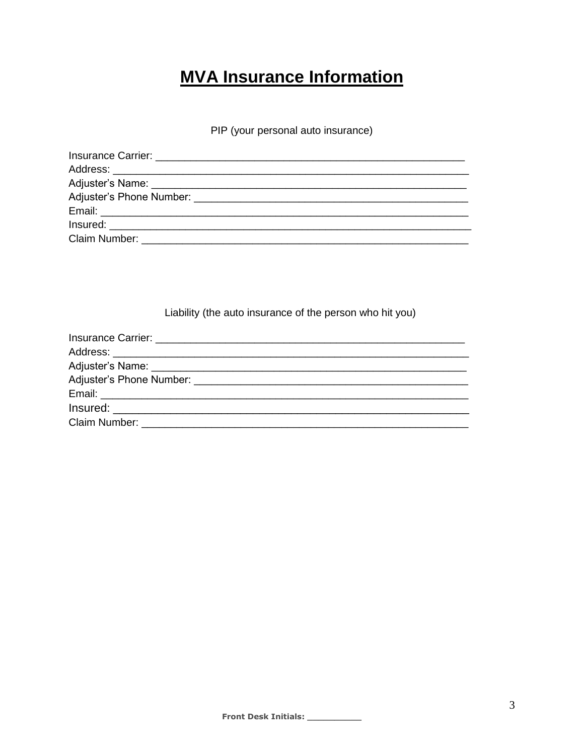# MVA Insurance Information

PIP (your personal auto insurance)

Insurance Carrier: ___________________________________________________
Address: ___________________________________________________________
Adjuster's Name: ____________________________________________________
Adjuster's Phone Number: _____________________________________________
Email: _____________________________________________________________
Insured: ____________________________________________________________
Claim Number: ______________________________________________________

Liability (the auto insurance of the person who hit you)

Insurance Carrier: ___________________________________________________
Address: ___________________________________________________________
Adjuster's Name: ____________________________________________________
Adjuster's Phone Number: _____________________________________________
Email: _____________________________________________________________
Insured: ___________________________________________________________
Claim Number: ______________________________________________________

**Front Desk Initials: __________**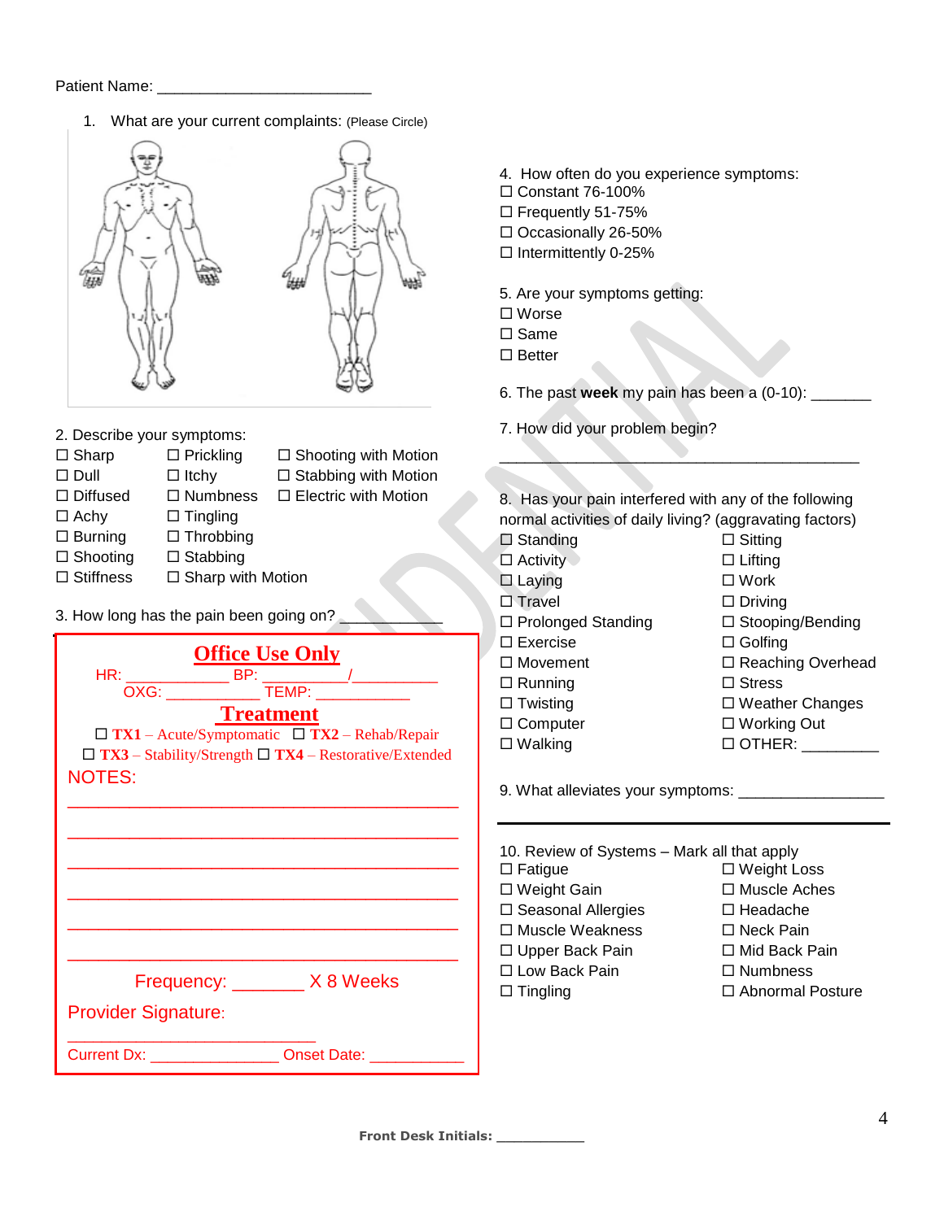Patient Name: ________________________

1. What are your current complaints: (Please Circle)

2. Describe your symptoms:

☐ Sharp ☐ Prickling ☐ Shooting with Motion
☐ Dull ☐ Itchy ☐ Stabbing with Motion
☐ Diffused ☐ Numbness ☐ Electric with Motion
☐ Achy ☐ Tingling
☐ Burning ☐ Throbbing
☐ Shooting ☐ Stabbing
☐ Stiffness ☐ Sharp with Motion

3. How long has the pain been going on? ____________

## Office Use Only

HR: ____________ BP: __________/__________

OXG: ___________ TEMP: ___________

## Treatment

☐ **TX1** – Acute/Symptomatic ☐ **TX2** – Rehab/Repair
☐ **TX3** – Stability/Strength ☐ **TX4** – Restorative/Extended

NOTES:

______________________________________________

______________________________________________

______________________________________________

______________________________________________

______________________________________________

______________________________________________

Frequency: _______ X 8 Weeks

Provider Signature:

____________________________

Current Dx: _______________ Onset Date: ___________

4. How often do you experience symptoms:

☐ Constant 76-100%
☐ Frequently 51-75%
☐ Occasionally 26-50%
☐ Intermittently 0-25%

5. Are your symptoms getting:

☐ Worse
☐ Same
☐ Better

6. The past **week** my pain has been a (0-10): _______

7. How did your problem begin?

_____________________________________________

8. Has your pain interfered with any of the following normal activities of daily living? (aggravating factors)

☐ Standing ☐ Sitting
☐ Activity ☐ Lifting
☐ Laying ☐ Work
☐ Travel ☐ Driving
☐ Prolonged Standing ☐ Stooping/Bending
☐ Exercise ☐ Golfing
☐ Movement ☐ Reaching Overhead
☐ Running ☐ Stress
☐ Twisting ☐ Weather Changes
☐ Computer ☐ Working Out
☐ Walking ☐ OTHER: _________

9. What alleviates your symptoms: _________________

10. Review of Systems – Mark all that apply

☐ Fatigue ☐ Weight Loss
☐ Weight Gain ☐ Muscle Aches
☐ Seasonal Allergies ☐ Headache
☐ Muscle Weakness ☐ Neck Pain
☐ Upper Back Pain ☐ Mid Back Pain
☐ Low Back Pain ☐ Numbness
☐ Tingling ☐ Abnormal Posture

**Front Desk Initials:** ___________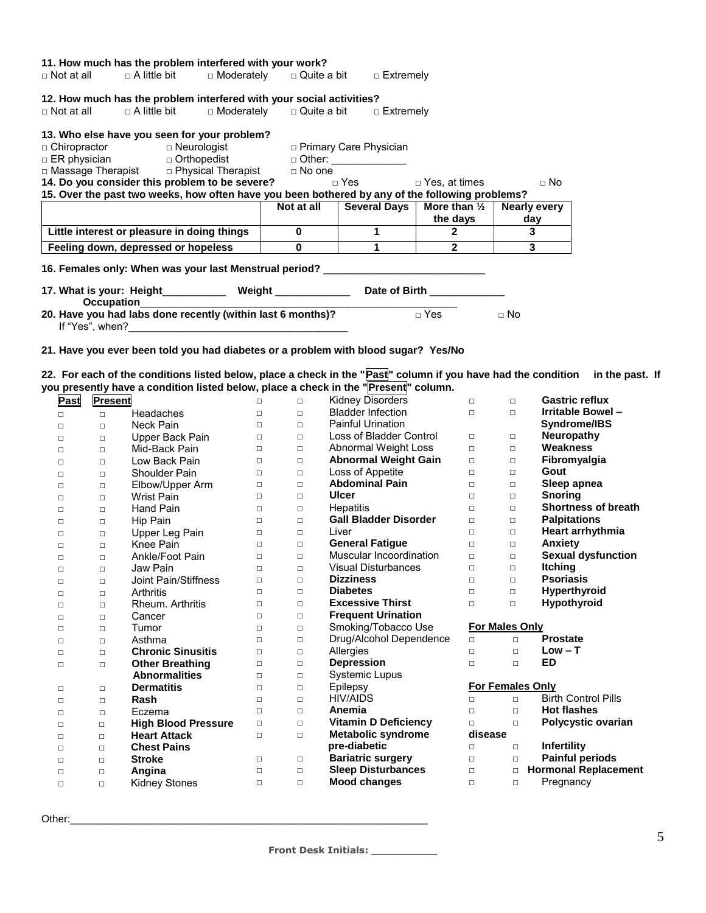**11. How much has the problem interfered with your work?**

□ Not at all □ A little bit □ Moderately □ Quite a bit □ Extremely

**12. How much has the problem interfered with your social activities?**

□ Not at all □ A little bit □ Moderately □ Quite a bit □ Extremely

**13. Who else have you seen for your problem?**

□ Chiropractor □ Neurologist □ Primary Care Physician
□ ER physician □ Orthopedist □ Other: _____________
□ Massage Therapist □ Physical Therapist □ No one

**14. Do you consider this problem to be severe?** □ Yes □ Yes, at times □ No

**15. Over the past two weeks, how often have you been bothered by any of the following problems?**

| | Not at all | Several Days | More than ½ the days | Nearly every day |
|---|---|---|---|---|
| Little interest or pleasure in doing things | 0 | 1 | 2 | 3 |
| Feeling down, depressed or hopeless | 0 | 1 | 2 | 3 |

**16. Females only: When was your last Menstrual period?** ____________________________

**17. What is your: Height**___________ **Weight** _____________ **Date of Birth** _____________

**Occupation**_______________________________________________________

**20. Have you had labs done recently (within last 6 months)?** □ Yes □ No

If "Yes", when?_______________________________________

**21. Have you ever been told you had diabetes or a problem with blood sugar? Yes/No**

**22. For each of the conditions listed below, place a check in the "Past" column if you have had the condition in the past. If you presently have a condition listed below, place a check in the "Present" column.**

| Past | Present | Condition | Past | Present | Condition | Past | Present | Condition |
|---|---|---|---|---|---|---|---|---|
| | | | □ | □ | Kidney Disorders | □ | □ | **Gastric reflux** |
| □ | □ | Headaches | □ | □ | Bladder Infection | □ | □ | **Irritable Bowel – Syndrome/IBS** |
| □ | □ | Neck Pain | □ | □ | Painful Urination | | | |
| □ | □ | Upper Back Pain | □ | □ | Loss of Bladder Control | □ | □ | **Neuropathy** |
| □ | □ | Mid-Back Pain | □ | □ | Abnormal Weight Loss | □ | □ | **Weakness** |
| □ | □ | Low Back Pain | □ | □ | **Abnormal Weight Gain** | □ | □ | **Fibromyalgia** |
| □ | □ | Shoulder Pain | □ | □ | Loss of Appetite | □ | □ | **Gout** |
| □ | □ | Elbow/Upper Arm | □ | □ | **Abdominal Pain** | □ | □ | **Sleep apnea** |
| □ | □ | Wrist Pain | □ | □ | **Ulcer** | □ | □ | **Snoring** |
| □ | □ | Hand Pain | □ | □ | Hepatitis | □ | □ | **Shortness of breath** |
| □ | □ | Hip Pain | □ | □ | **Gall Bladder Disorder** | □ | □ | **Palpitations** |
| □ | □ | Upper Leg Pain | □ | □ | Liver | □ | □ | **Heart arrhythmia** |
| □ | □ | Knee Pain | □ | □ | **General Fatigue** | □ | □ | **Anxiety** |
| □ | □ | Ankle/Foot Pain | □ | □ | Muscular Incoordination | □ | □ | **Sexual dysfunction** |
| □ | □ | Jaw Pain | □ | □ | Visual Disturbances | □ | □ | **Itching** |
| □ | □ | Joint Pain/Stiffness | □ | □ | **Dizziness** | □ | □ | **Psoriasis** |
| □ | □ | Arthritis | □ | □ | **Diabetes** | □ | □ | **Hyperthyroid** |
| □ | □ | Rheum. Arthritis | □ | □ | **Excessive Thirst** | □ | □ | **Hypothyroid** |
| □ | □ | Cancer | □ | □ | **Frequent Urination** | | | |
| □ | □ | Tumor | □ | □ | Smoking/Tobacco Use | | | **For Males Only** |
| □ | □ | Asthma | □ | □ | Drug/Alcohol Dependence | □ | □ | **Prostate** |
| □ | □ | **Chronic Sinusitis** | □ | □ | Allergies | □ | □ | **Low – T** |
| □ | □ | **Other Breathing Abnormalities** | □ | □ | **Depression** | □ | □ | **ED** |
| | | | □ | □ | Systemic Lupus | | | |
| □ | □ | **Dermatitis** | □ | □ | Epilepsy | | | **For Females Only** |
| □ | □ | **Rash** | □ | □ | HIV/AIDS | □ | □ | Birth Control Pills |
| □ | □ | Eczema | □ | □ | **Anemia** | □ | □ | **Hot flashes** |
| □ | □ | **High Blood Pressure** | □ | □ | **Vitamin D Deficiency** | □ | □ | **Polycystic ovarian disease** |
| □ | □ | **Heart Attack** | □ | □ | **Metabolic syndrome pre-diabetic** | | | |
| □ | □ | **Chest Pains** | | | | □ | □ | **Infertility** |
| □ | □ | **Stroke** | □ | □ | **Bariatric surgery** | □ | □ | **Painful periods** |
| □ | □ | **Angina** | □ | □ | **Sleep Disturbances** | □ | □ | **Hormonal Replacement** |
| □ | □ | Kidney Stones | □ | □ | **Mood changes** | □ | □ | Pregnancy |

Other:_____________________________________________________________

**Front Desk Initials:** ___________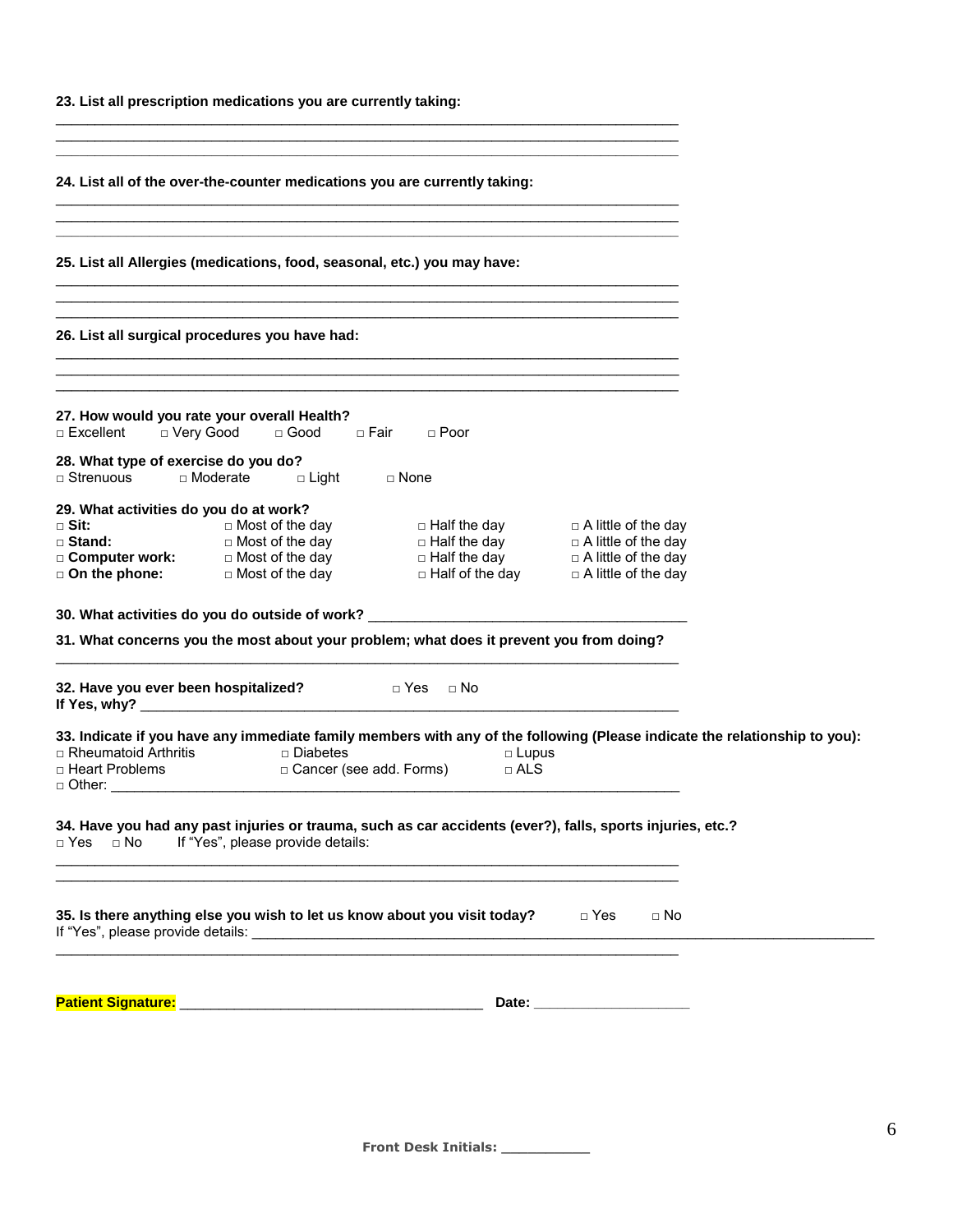**23. List all prescription medications you are currently taking:**

________________________________________________________________________________
________________________________________________________________________________
________________________________________________________________________________

**24. List all of the over-the-counter medications you are currently taking:**

________________________________________________________________________________
________________________________________________________________________________
________________________________________________________________________________

**25. List all Allergies (medications, food, seasonal, etc.) you may have:**

________________________________________________________________________________
________________________________________________________________________________
________________________________________________________________________________

**26. List all surgical procedures you have had:**

________________________________________________________________________________
________________________________________________________________________________
________________________________________________________________________________

**27. How would you rate your overall Health?**
□ Excellent □ Very Good □ Good □ Fair □ Poor

**28. What type of exercise do you do?**
□ Strenuous □ Moderate □ Light □ None

**29. What activities do you do at work?**

| | | | |
|---|---|---|---|
| □ **Sit:** | □ Most of the day | □ Half the day | □ A little of the day |
| □ **Stand:** | □ Most of the day | □ Half the day | □ A little of the day |
| □ **Computer work:** | □ Most of the day | □ Half the day | □ A little of the day |
| □ **On the phone:** | □ Most of the day | □ Half of the day | □ A little of the day |

**30. What activities do you do outside of work?** ________________________________________

**31. What concerns you the most about your problem; what does it prevent you from doing?**

________________________________________________________________________________

**32. Have you ever been hospitalized?** □ Yes □ No
**If Yes, why?** ______________________________________________________________________

**33. Indicate if you have any immediate family members with any of the following (Please indicate the relationship to you):**
□ Rheumatoid Arthritis □ Diabetes □ Lupus
□ Heart Problems □ Cancer (see add. Forms) □ ALS
□ Other: ____________________________________________________________________________

**34. Have you had any past injuries or trauma, such as car accidents (ever?), falls, sports injuries, etc.?**
□ Yes □ No If "Yes", please provide details:

________________________________________________________________________________
________________________________________________________________________________

**35. Is there anything else you wish to let us know about you visit today?** □ Yes □ No
If "Yes", please provide details: ____________________________________________________________________________________

________________________________________________________________________________

**Patient Signature:** ______________________________________ **Date:** ____________________

**Front Desk Initials:** ___________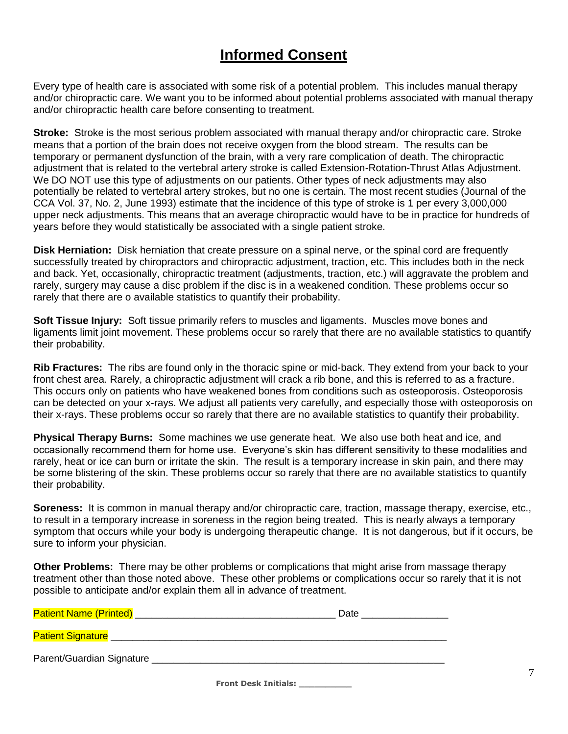# Informed Consent

Every type of health care is associated with some risk of a potential problem. This includes manual therapy and/or chiropractic care. We want you to be informed about potential problems associated with manual therapy and/or chiropractic health care before consenting to treatment.

**Stroke:** Stroke is the most serious problem associated with manual therapy and/or chiropractic care. Stroke means that a portion of the brain does not receive oxygen from the blood stream. The results can be temporary or permanent dysfunction of the brain, with a very rare complication of death. The chiropractic adjustment that is related to the vertebral artery stroke is called Extension-Rotation-Thrust Atlas Adjustment. We DO NOT use this type of adjustments on our patients. Other types of neck adjustments may also potentially be related to vertebral artery strokes, but no one is certain. The most recent studies (Journal of the CCA Vol. 37, No. 2, June 1993) estimate that the incidence of this type of stroke is 1 per every 3,000,000 upper neck adjustments. This means that an average chiropractic would have to be in practice for hundreds of years before they would statistically be associated with a single patient stroke.

**Disk Herniation:** Disk herniation that create pressure on a spinal nerve, or the spinal cord are frequently successfully treated by chiropractors and chiropractic adjustment, traction, etc. This includes both in the neck and back. Yet, occasionally, chiropractic treatment (adjustments, traction, etc.) will aggravate the problem and rarely, surgery may cause a disc problem if the disc is in a weakened condition. These problems occur so rarely that there are o available statistics to quantify their probability.

**Soft Tissue Injury:** Soft tissue primarily refers to muscles and ligaments. Muscles move bones and ligaments limit joint movement. These problems occur so rarely that there are no available statistics to quantify their probability.

**Rib Fractures:** The ribs are found only in the thoracic spine or mid-back. They extend from your back to your front chest area. Rarely, a chiropractic adjustment will crack a rib bone, and this is referred to as a fracture. This occurs only on patients who have weakened bones from conditions such as osteoporosis. Osteoporosis can be detected on your x-rays. We adjust all patients very carefully, and especially those with osteoporosis on their x-rays. These problems occur so rarely that there are no available statistics to quantify their probability.

**Physical Therapy Burns:** Some machines we use generate heat. We also use both heat and ice, and occasionally recommend them for home use. Everyone's skin has different sensitivity to these modalities and rarely, heat or ice can burn or irritate the skin. The result is a temporary increase in skin pain, and there may be some blistering of the skin. These problems occur so rarely that there are no available statistics to quantify their probability.

**Soreness:** It is common in manual therapy and/or chiropractic care, traction, massage therapy, exercise, etc., to result in a temporary increase in soreness in the region being treated. This is nearly always a temporary symptom that occurs while your body is undergoing therapeutic change. It is not dangerous, but if it occurs, be sure to inform your physician.

**Other Problems:** There may be other problems or complications that might arise from massage therapy treatment other than those noted above. These other problems or complications occur so rarely that it is not possible to anticipate and/or explain them all in advance of treatment.

Patient Name (Printed) ____________________________________ Date ________________

Patient Signature ______________________________________________________________

Parent/Guardian Signature ________________________________________________________

**Front Desk Initials:** ___________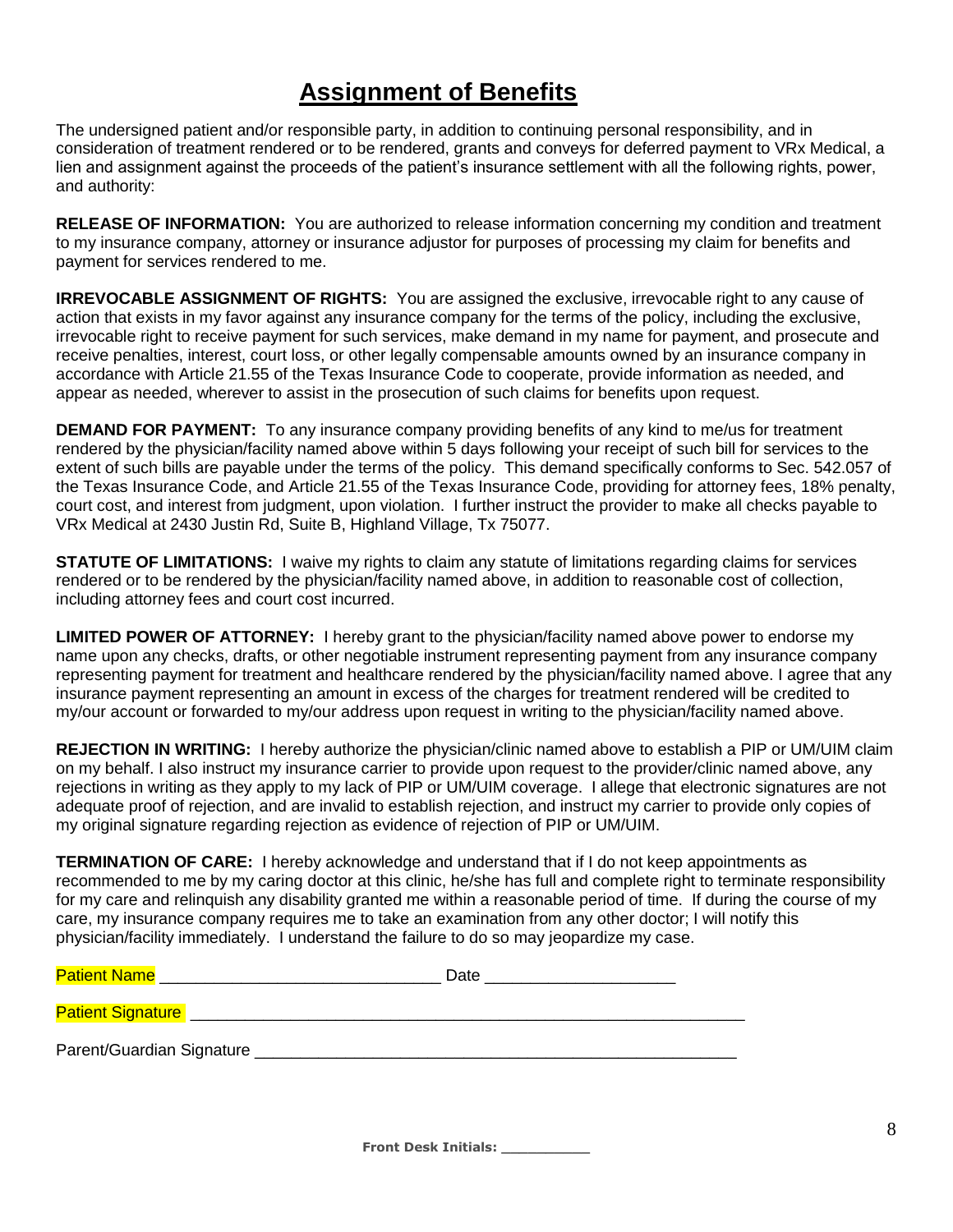# Assignment of Benefits

The undersigned patient and/or responsible party, in addition to continuing personal responsibility, and in consideration of treatment rendered or to be rendered, grants and conveys for deferred payment to VRx Medical, a lien and assignment against the proceeds of the patient's insurance settlement with all the following rights, power, and authority:

**RELEASE OF INFORMATION:** You are authorized to release information concerning my condition and treatment to my insurance company, attorney or insurance adjustor for purposes of processing my claim for benefits and payment for services rendered to me.

**IRREVOCABLE ASSIGNMENT OF RIGHTS:** You are assigned the exclusive, irrevocable right to any cause of action that exists in my favor against any insurance company for the terms of the policy, including the exclusive, irrevocable right to receive payment for such services, make demand in my name for payment, and prosecute and receive penalties, interest, court loss, or other legally compensable amounts owned by an insurance company in accordance with Article 21.55 of the Texas Insurance Code to cooperate, provide information as needed, and appear as needed, wherever to assist in the prosecution of such claims for benefits upon request.

**DEMAND FOR PAYMENT:** To any insurance company providing benefits of any kind to me/us for treatment rendered by the physician/facility named above within 5 days following your receipt of such bill for services to the extent of such bills are payable under the terms of the policy. This demand specifically conforms to Sec. 542.057 of the Texas Insurance Code, and Article 21.55 of the Texas Insurance Code, providing for attorney fees, 18% penalty, court cost, and interest from judgment, upon violation. I further instruct the provider to make all checks payable to VRx Medical at 2430 Justin Rd, Suite B, Highland Village, Tx 75077.

**STATUTE OF LIMITATIONS:** I waive my rights to claim any statute of limitations regarding claims for services rendered or to be rendered by the physician/facility named above, in addition to reasonable cost of collection, including attorney fees and court cost incurred.

**LIMITED POWER OF ATTORNEY:** I hereby grant to the physician/facility named above power to endorse my name upon any checks, drafts, or other negotiable instrument representing payment from any insurance company representing payment for treatment and healthcare rendered by the physician/facility named above. I agree that any insurance payment representing an amount in excess of the charges for treatment rendered will be credited to my/our account or forwarded to my/our address upon request in writing to the physician/facility named above.

**REJECTION IN WRITING:** I hereby authorize the physician/clinic named above to establish a PIP or UM/UIM claim on my behalf. I also instruct my insurance carrier to provide upon request to the provider/clinic named above, any rejections in writing as they apply to my lack of PIP or UM/UIM coverage. I allege that electronic signatures are not adequate proof of rejection, and are invalid to establish rejection, and instruct my carrier to provide only copies of my original signature regarding rejection as evidence of rejection of PIP or UM/UIM.

**TERMINATION OF CARE:** I hereby acknowledge and understand that if I do not keep appointments as recommended to me by my caring doctor at this clinic, he/she has full and complete right to terminate responsibility for my care and relinquish any disability granted me within a reasonable period of time. If during the course of my care, my insurance company requires me to take an examination from any other doctor; I will notify this physician/facility immediately. I understand the failure to do so may jeopardize my case.

Patient Name ______________________________ Date ____________________

Patient Signature ____________________________________________________________

Parent/Guardian Signature ____________________________________________________

**Front Desk Initials:** __________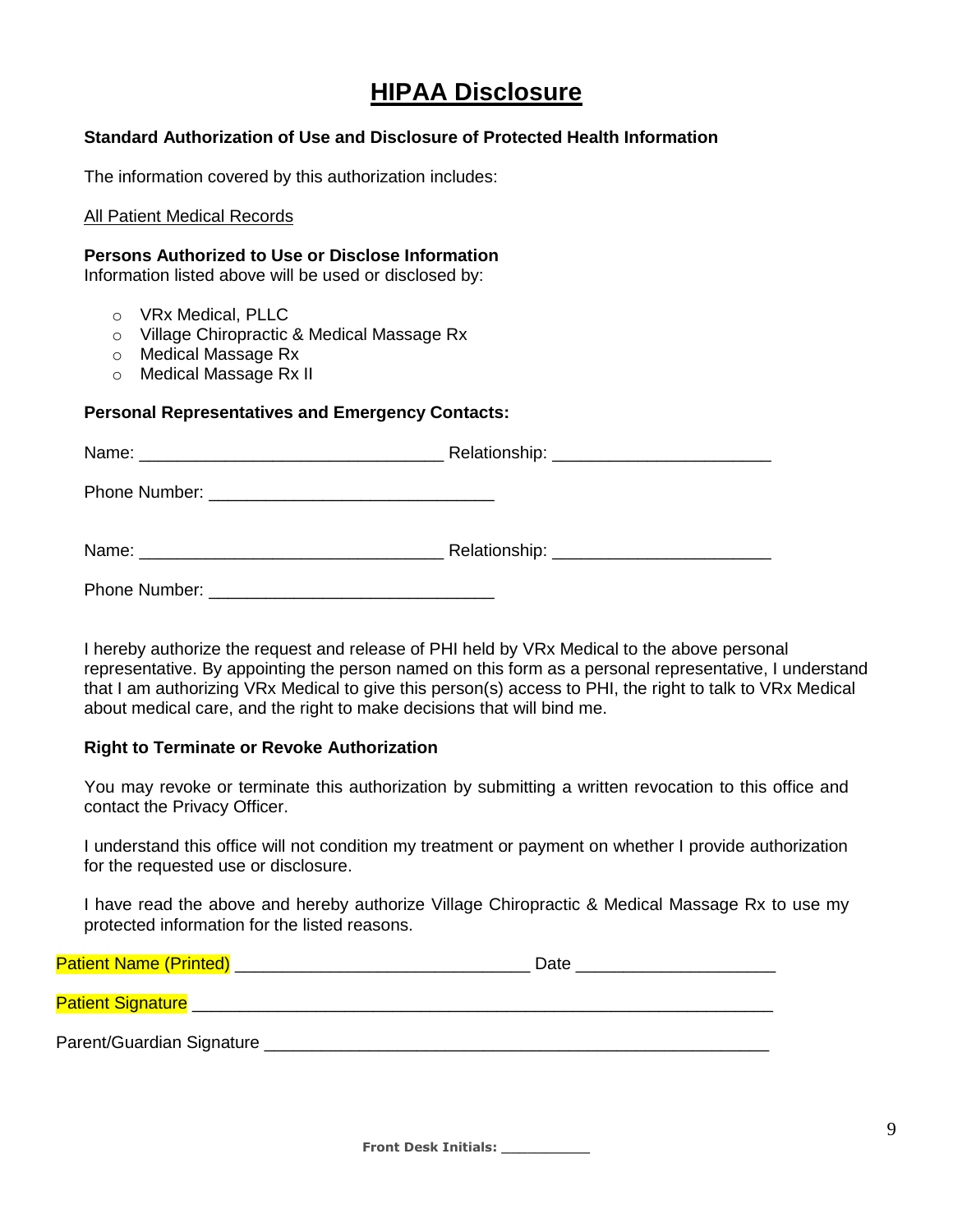# HIPAA Disclosure

**Standard Authorization of Use and Disclosure of Protected Health Information**

The information covered by this authorization includes:

All Patient Medical Records

**Persons Authorized to Use or Disclose Information**
Information listed above will be used or disclosed by:

- VRx Medical, PLLC
- Village Chiropractic & Medical Massage Rx
- Medical Massage Rx
- Medical Massage Rx II

**Personal Representatives and Emergency Contacts:**

Name: _______________________________ Relationship: ______________________

Phone Number: _____________________________

Name: _______________________________ Relationship: ______________________

Phone Number: _____________________________

I hereby authorize the request and release of PHI held by VRx Medical to the above personal representative. By appointing the person named on this form as a personal representative, I understand that I am authorizing VRx Medical to give this person(s) access to PHI, the right to talk to VRx Medical about medical care, and the right to make decisions that will bind me.

**Right to Terminate or Revoke Authorization**

You may revoke or terminate this authorization by submitting a written revocation to this office and contact the Privacy Officer.

I understand this office will not condition my treatment or payment on whether I provide authorization for the requested use or disclosure.

I have read the above and hereby authorize Village Chiropractic & Medical Massage Rx to use my protected information for the listed reasons.

Patient Name (Printed) ______________________________ Date ____________________

Patient Signature _____________________________________________________________

Parent/Guardian Signature ____________________________________________________

**Front Desk Initials:** __________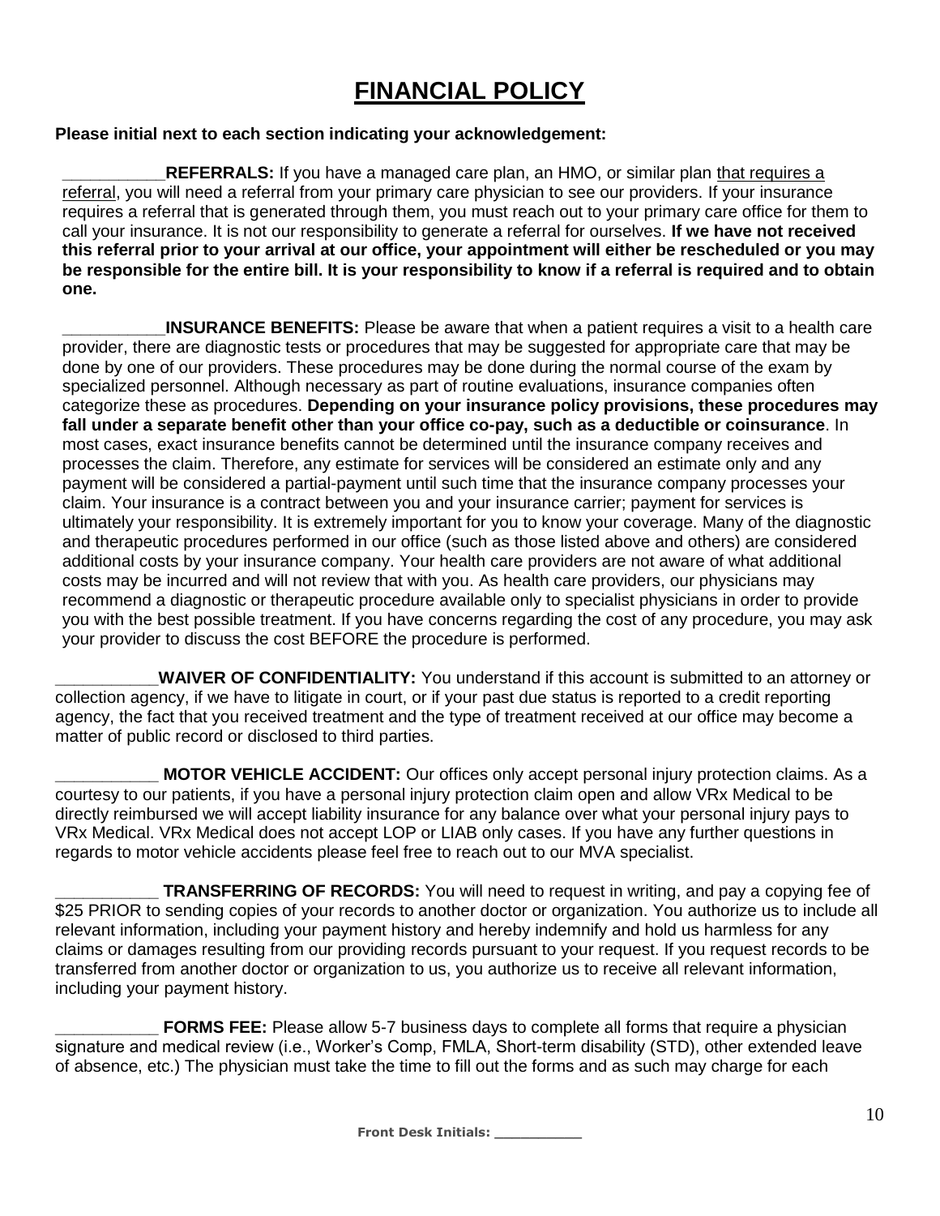# FINANCIAL POLICY

**Please initial next to each section indicating your acknowledgement:**

___________**REFERRALS:** If you have a managed care plan, an HMO, or similar plan <u>that requires a referral</u>, you will need a referral from your primary care physician to see our providers. If your insurance requires a referral that is generated through them, you must reach out to your primary care office for them to call your insurance. It is not our responsibility to generate a referral for ourselves. **If we have not received this referral prior to your arrival at our office, your appointment will either be rescheduled or you may be responsible for the entire bill. It is your responsibility to know if a referral is required and to obtain one.**

___________**INSURANCE BENEFITS:** Please be aware that when a patient requires a visit to a health care provider, there are diagnostic tests or procedures that may be suggested for appropriate care that may be done by one of our providers. These procedures may be done during the normal course of the exam by specialized personnel. Although necessary as part of routine evaluations, insurance companies often categorize these as procedures. **Depending on your insurance policy provisions, these procedures may fall under a separate benefit other than your office co-pay, such as a deductible or coinsurance**. In most cases, exact insurance benefits cannot be determined until the insurance company receives and processes the claim. Therefore, any estimate for services will be considered an estimate only and any payment will be considered a partial-payment until such time that the insurance company processes your claim. Your insurance is a contract between you and your insurance carrier; payment for services is ultimately your responsibility. It is extremely important for you to know your coverage. Many of the diagnostic and therapeutic procedures performed in our office (such as those listed above and others) are considered additional costs by your insurance company. Your health care providers are not aware of what additional costs may be incurred and will not review that with you. As health care providers, our physicians may recommend a diagnostic or therapeutic procedure available only to specialist physicians in order to provide you with the best possible treatment. If you have concerns regarding the cost of any procedure, you may ask your provider to discuss the cost BEFORE the procedure is performed.

___________**WAIVER OF CONFIDENTIALITY:** You understand if this account is submitted to an attorney or collection agency, if we have to litigate in court, or if your past due status is reported to a credit reporting agency, the fact that you received treatment and the type of treatment received at our office may become a matter of public record or disclosed to third parties.

___________ **MOTOR VEHICLE ACCIDENT:** Our offices only accept personal injury protection claims. As a courtesy to our patients, if you have a personal injury protection claim open and allow VRx Medical to be directly reimbursed we will accept liability insurance for any balance over what your personal injury pays to VRx Medical. VRx Medical does not accept LOP or LIAB only cases. If you have any further questions in regards to motor vehicle accidents please feel free to reach out to our MVA specialist.

___________ **TRANSFERRING OF RECORDS:** You will need to request in writing, and pay a copying fee of $25 PRIOR to sending copies of your records to another doctor or organization. You authorize us to include all relevant information, including your payment history and hereby indemnify and hold us harmless for any claims or damages resulting from our providing records pursuant to your request. If you request records to be transferred from another doctor or organization to us, you authorize us to receive all relevant information, including your payment history.

___________ **FORMS FEE:** Please allow 5-7 business days to complete all forms that require a physician signature and medical review (i.e., Worker's Comp, FMLA, Short-term disability (STD), other extended leave of absence, etc.) The physician must take the time to fill out the forms and as such may charge for each

**Front Desk Initials: __________**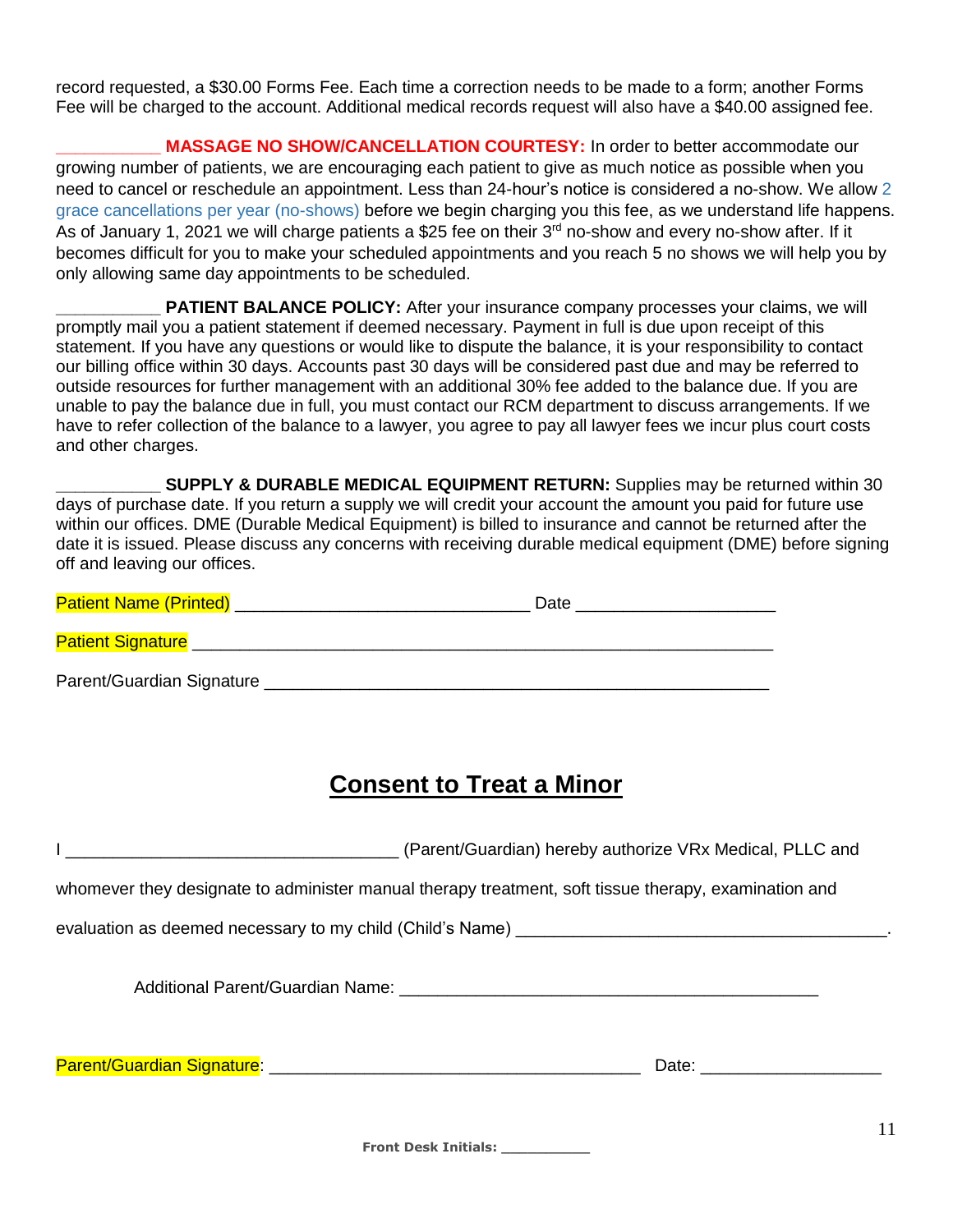record requested, a $30.00 Forms Fee. Each time a correction needs to be made to a form; another Forms Fee will be charged to the account. Additional medical records request will also have a $40.00 assigned fee.

___________ **MASSAGE NO SHOW/CANCELLATION COURTESY:** In order to better accommodate our growing number of patients, we are encouraging each patient to give as much notice as possible when you need to cancel or reschedule an appointment. Less than 24-hour's notice is considered a no-show. We allow 2 grace cancellations per year (no-shows) before we begin charging you this fee, as we understand life happens. As of January 1, 2021 we will charge patients a $25 fee on their 3rd no-show and every no-show after. If it becomes difficult for you to make your scheduled appointments and you reach 5 no shows we will help you by only allowing same day appointments to be scheduled.

___________ **PATIENT BALANCE POLICY:** After your insurance company processes your claims, we will promptly mail you a patient statement if deemed necessary. Payment in full is due upon receipt of this statement. If you have any questions or would like to dispute the balance, it is your responsibility to contact our billing office within 30 days. Accounts past 30 days will be considered past due and may be referred to outside resources for further management with an additional 30% fee added to the balance due. If you are unable to pay the balance due in full, you must contact our RCM department to discuss arrangements. If we have to refer collection of the balance to a lawyer, you agree to pay all lawyer fees we incur plus court costs and other charges.

___________ **SUPPLY & DURABLE MEDICAL EQUIPMENT RETURN:** Supplies may be returned within 30 days of purchase date. If you return a supply we will credit your account the amount you paid for future use within our offices. DME (Durable Medical Equipment) is billed to insurance and cannot be returned after the date it is issued. Please discuss any concerns with receiving durable medical equipment (DME) before signing off and leaving our offices.

Patient Name (Printed) ______________________________ Date ____________________

Patient Signature ___________________________________________________________

Parent/Guardian Signature ____________________________________________________

## Consent to Treat a Minor

I __________________________________ (Parent/Guardian) hereby authorize VRx Medical, PLLC and whomever they designate to administer manual therapy treatment, soft tissue therapy, examination and evaluation as deemed necessary to my child (Child's Name) ______________________________________.

Additional Parent/Guardian Name: __________________________________________

Parent/Guardian Signature: ______________________________________ Date: __________________

**Front Desk Initials:** __________